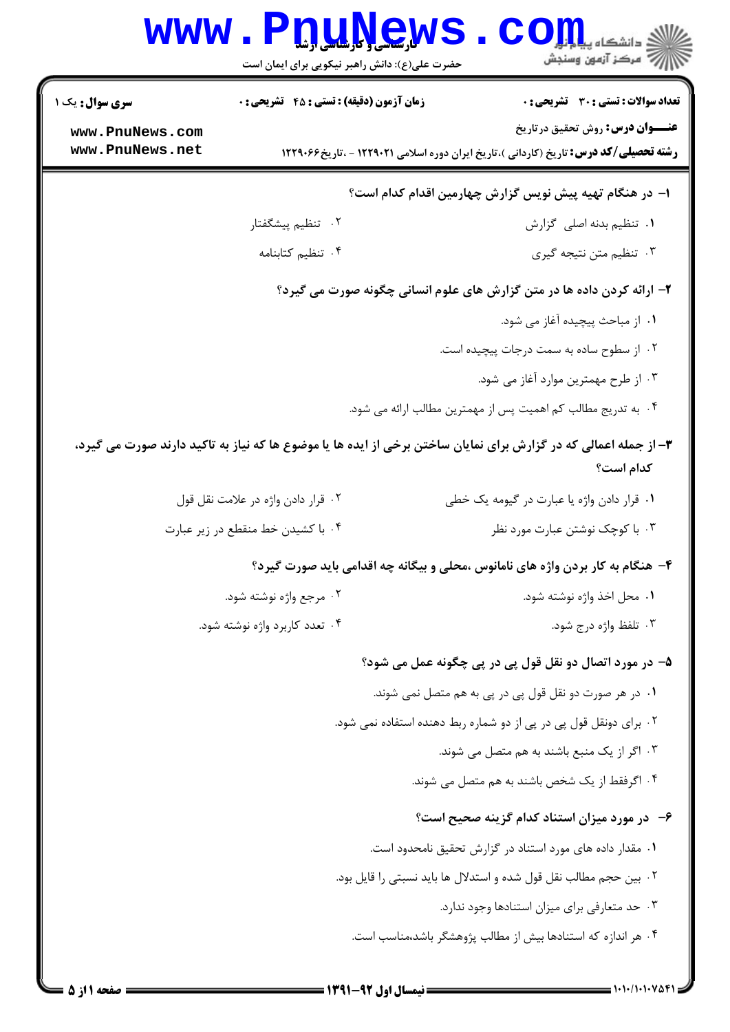**سری سوال:** یک ۱

**زمان آزمون (دقیقه) : تستی : ۴۵ تشریحی : ۰**

**تعداد سوالات : تستی : ۳۰ تشریحی : ۰**

**عنـــوان درس:** روش تحقیق درتاریخ

**رشته تحصیلی/کد درس:** تاریخ (کاردانی )،تاریخ ایران دوره اسلامی ۱۲۲۹۰۲۱ - ،تاریخ۱۲۲۹۰۶۶

۱- در هنگام تهیه پیش نویس گزارش چهارمین اقدام کدام است؟

۱. تنظیم بدنه اصلی گزارش

۲. تنظیم پیشگفتار

۳. تنظیم متن نتیجه گیری

۴. تنظیم کتابنامه

۲- ارائه کردن داده ها در متن گزارش های علوم انسانی چگونه صورت می گیرد؟

۱. از مباحث پیچیده آغاز می شود.

۲. از سطوح ساده به سمت درجات پیچیده است.

۳. از طرح مهمترین موارد آغاز می شود.

۴. به تدریج مطالب کم اهمیت پس از مهمترین مطالب ارائه می شود.

۳- از جمله اعمالی که در گزارش برای نمایان ساختن برخی از ایده ها یا موضوع ها که نیاز به تاکید دارند صورت می گیرد، کدام است؟

۱. قرار دادن واژه یا عبارت در گیومه یک خطی

۲. قرار دادن واژه در علامت نقل قول

۳. با کوچک نوشتن عبارت مورد نظر

۴. با کشیدن خط منقطع در زیر عبارت

۴- هنگام به کار بردن واژه های نامانوس ،محلی و بیگانه چه اقدامی باید صورت گیرد؟

۱. محل اخذ واژه نوشته شود.

۲. مرجع واژه نوشته شود.

۳. تلفظ واژه درج شود.

۴. تعدد کاربرد واژه نوشته شود.

۵- در مورد اتصال دو نقل قول پی در پی چگونه عمل می شود؟

۱. در هر صورت دو نقل قول پی در پی به هم متصل نمی شوند.

۲. برای دونقل قول پی در پی از دو شماره ربط دهنده استفاده نمی شود.

۳. اگر از یک منبع باشند به هم متصل می شوند.

۴. اگرفقط از یک شخص باشند به هم متصل می شوند.

۶- در مورد میزان استناد کدام گزینه صحیح است؟

۱. مقدار داده های مورد استناد در گزارش تحقیق نامحدود است.

۲. بین حجم مطالب نقل قول شده و استدلال ها باید نسبتی را قایل بود.

۳. حد متعارفی برای میزان استنادها وجود ندارد.

۴. هر اندازه که استنادها بیش از مطالب پژوهشگر باشد،مناسب است.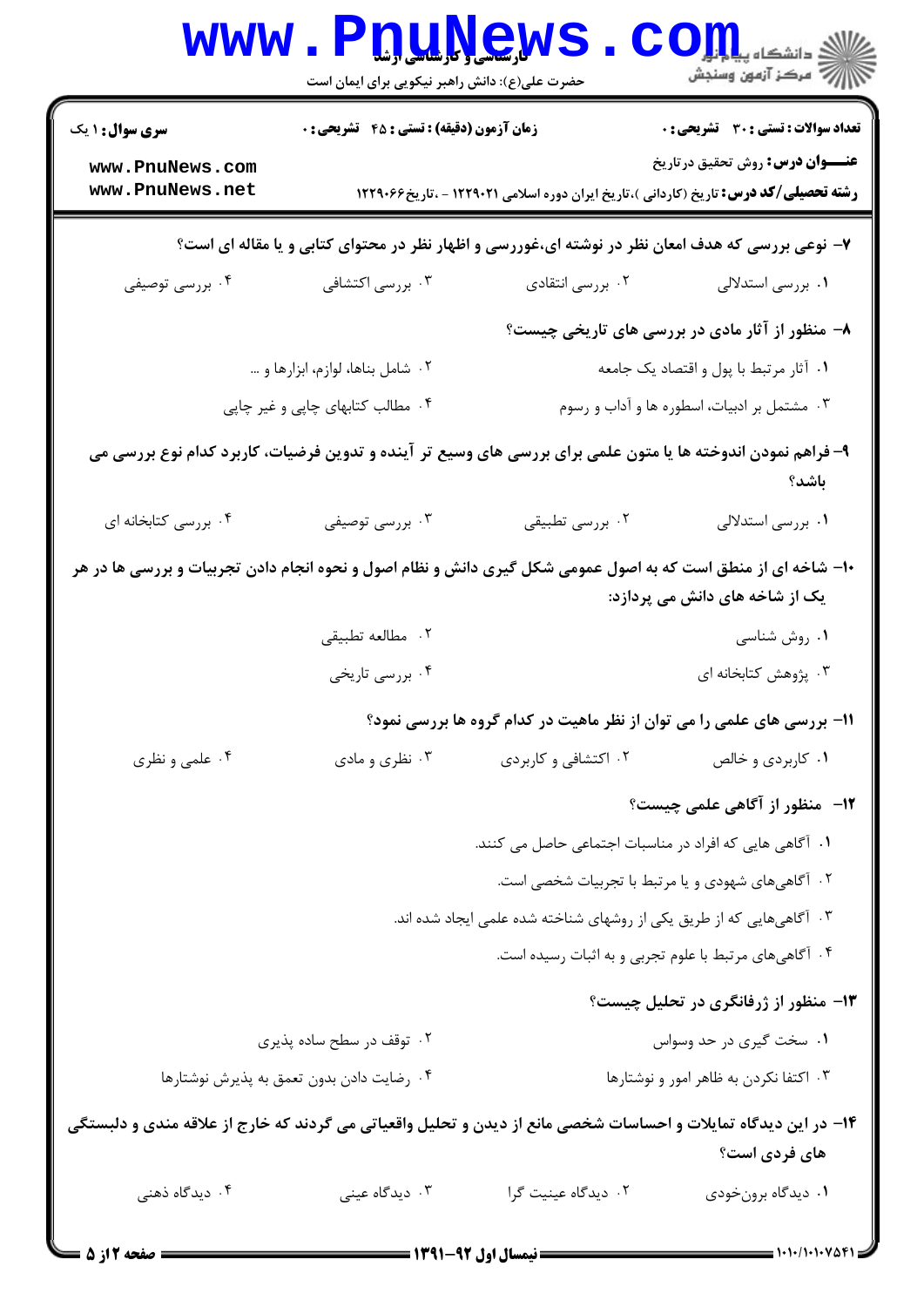۷– نوعی بررسی که هدف امعان نظر در نوشته ای،غوررسی و اظهار نظر در محتوای کتابی و یا مقاله ای است؟

۱. بررسی استدلالی
۲. بررسی انتقادی
۳. بررسی اکتشافی
۴. بررسی توصیفی

۸– منظور از آثار مادی در بررسی های تاریخی چیست؟

۱. آثار مرتبط با پول و اقتصاد یک جامعه
۲. شامل بناها، لوازم، ابزارها و ...
۳. مشتمل بر ادبیات، اسطوره ها و آداب و رسوم
۴. مطالب کتابهای چاپی و غیر چاپی

۹– فراهم نمودن اندوخته ها یا متون علمی برای بررسی های وسیع تر آینده و تدوین فرضیات، کاربرد کدام نوع بررسی می باشد؟

۱. بررسی استدلالی
۲. بررسی تطبیقی
۳. بررسی توصیفی
۴. بررسی کتابخانه ای

۱۰– شاخه ای از منطق است که به اصول عمومی شکل گیری دانش و نظام اصول و نحوه انجام دادن تجربیات و بررسی ها در هر یک از شاخه های دانش می پردازد:

۱. روش شناسی
۲. مطالعه تطبیقی
۳. پژوهش کتابخانه ای
۴. بررسی تاریخی

۱۱– بررسی های علمی را می توان از نظر ماهیت در کدام گروه ها بررسی نمود؟

۱. کاربردی و خالص
۲. اکتشافی و کاربردی
۳. نظری و مادی
۴. علمی و نظری

۱۲– منظور از آگاهی علمی چیست؟

۱. آگاهی هایی که افراد در مناسبات اجتماعی حاصل می کنند.
۲. آگاهی‌های شهودی و یا مرتبط با تجربیات شخصی است.
۳. آگاهی‌هایی که از طریق یکی از روشهای شناخته شده علمی ایجاد شده اند.
۴. آگاهی‌های مرتبط با علوم تجربی و به اثبات رسیده است.

۱۳– منظور از ژرفانگری در تحلیل چیست؟

۱. سخت گیری در حد وسواس
۲. توقف در سطح ساده پذیری
۳. اکتفا نکردن به ظاهر امور و نوشتارها
۴. رضایت دادن بدون تعمق به پذیرش نوشتارها

۱۴– در این دیدگاه تمایلات و احساسات شخصی مانع از دیدن و تحلیل واقعیاتی می گردند که خارج از علاقه مندی و دلبستگی های فردی است؟

۱. دیدگاه برون‌خودی
۲. دیدگاه عینیت گرا
۳. دیدگاه عینی
۴. دیدگاه ذهنی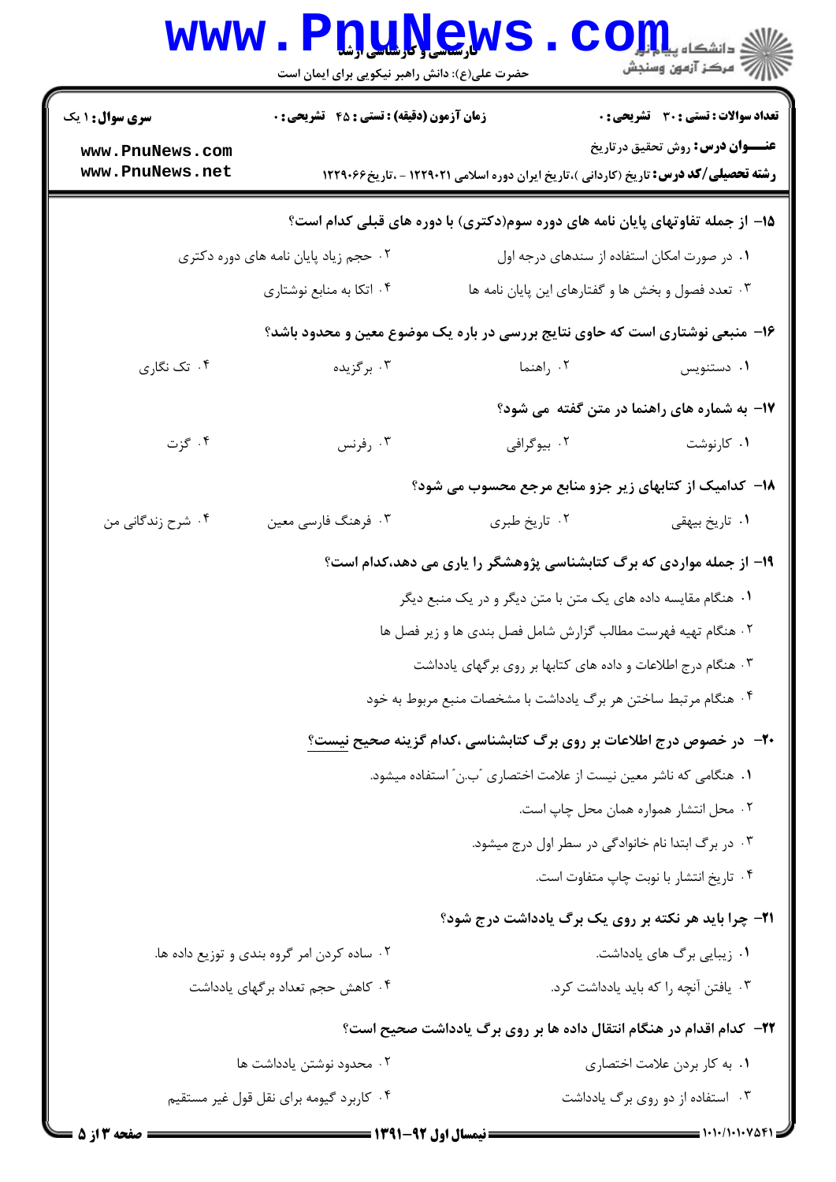۱۵- از جمله تفاوتهای پایان نامه های دوره سوم(دکتری) با دوره های قبلی کدام است؟

۱. در صورت امکان استفاده از سندهای درجه اول

۲. حجم زیاد پایان نامه های دوره دکتری

۳. تعدد فصول و بخش ها و گفتارهای این پایان نامه ها

۴. اتکا به منابع نوشتاری

۱۶- منبعی نوشتاری است که حاوی نتایج بررسی در باره یک موضوع معین و محدود باشد؟

۱. دستنویس

۲. راهنما

۳. برگزیده

۴. تک نگاری

۱۷- به شماره های راهنما در متن گفته می شود؟

۱. کارنوشت

۲. بیوگرافی

۳. رفرنس

۴. گزت

۱۸- کدامیک از کتابهای زیر جزو منابع مرجع محسوب می شود؟

۱. تاریخ بیهقی

۲. تاریخ طبری

۳. فرهنگ فارسی معین

۴. شرح زندگانی من

۱۹- از جمله مواردی که برگ کتابشناسی پژوهشگر را یاری می دهد،کدام است؟

۱. هنگام مقایسه داده های یک متن با متن دیگر و در یک منبع دیگر

۲. هنگام تهیه فهرست مطالب گزارش شامل فصل بندی ها و زیر فصل ها

۳. هنگام درج اطلاعات و داده های کتابها بر روی برگهای یادداشت

۴. هنگام مرتبط ساختن هر برگ یادداشت با مشخصات منبع مربوط به خود

۲۰- در خصوص درج اطلاعات بر روی برگ کتابشناسی ،کدام گزینه صحیح نیست؟

۱. هنگامی که ناشر معین نیست از علامت اختصاری "ب.ن" استفاده میشود.

۲. محل انتشار همواره همان محل چاپ است.

۳. در برگ ابتدا نام خانوادگی در سطر اول درج میشود.

۴. تاریخ انتشار با نوبت چاپ متفاوت است.

۲۱- چرا باید هر نکته بر روی یک برگ یادداشت درج شود؟

۱. زیبایی برگ های یادداشت.

۲. ساده کردن امر گروه بندی و توزیع داده ها.

۳. یافتن آنچه را که باید یادداشت کرد.

۴. کاهش حجم تعداد برگهای یادداشت

۲۲- کدام اقدام در هنگام انتقال داده ها بر روی برگ یادداشت صحیح است؟

۱. به کار بردن علامت اختصاری

۲. محدود نوشتن یادداشت ها

۳. استفاده از دو روی برگ یادداشت

۴. کاربرد گیومه برای نقل قول غیر مستقیم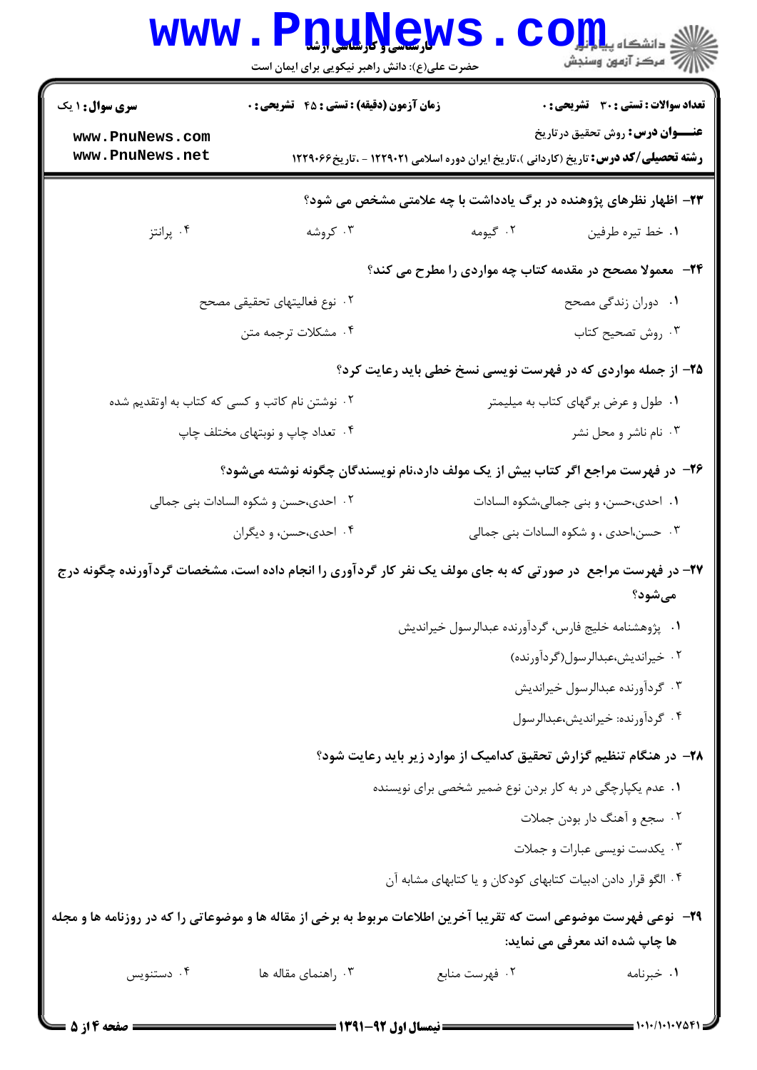**سری سوال:** ۱ یک | **زمان آزمون (دقیقه) : تستی :** ۴۵ **تشریحی :** ۰ | **تعداد سوالات : تستی :** ۳۰ **تشریحی :** ۰

**عنـــوان درس:** روش تحقیق درتاریخ

**رشته تحصیلی/کد درس:** تاریخ (کاردانی )،تاریخ ایران دوره اسلامی ۱۲۲۹۰۲۱ - ،تاریخ۱۲۲۹۰۶۶

**۲۳- اظهار نظرهای پژوهنده در برگ یادداشت با چه علامتی مشخص می شود؟**

۱. خط تیره طرفین
۲. گیومه
۳. کروشه
۴. پرانتز

**۲۴- معمولا مصحح در مقدمه کتاب چه مواردی را مطرح می کند؟**

۱. دوران زندگی مصحح
۲. نوع فعالیتهای تحقیقی مصحح
۳. روش تصحیح کتاب
۴. مشکلات ترجمه متن

**۲۵- از جمله مواردی که در فهرست نویسی نسخ خطی باید رعایت کرد؟**

۱. طول و عرض برگهای کتاب به میلیمتر
۲. نوشتن نام کاتب و کسی که کتاب به اوتقدیم شده
۳. نام ناشر و محل نشر
۴. تعداد چاپ و نوبتهای مختلف چاپ

**۲۶- در فهرست مراجع اگر کتاب بیش از یک مولف دارد،نام نویسندگان چگونه نوشته می‌شود؟**

۱. احدی،حسن، و بنی جمالی،شکوه السادات
۲. احدی،حسن و شکوه السادات بنی جمالی
۳. حسن،احدی ، و شکوه السادات بنی جمالی
۴. احدی،حسن، و دیگران

**۲۷- در فهرست مراجع در صورتی که به جای مولف یک نفر کار گردآوری را انجام داده است، مشخصات گردآورنده چگونه درج می‌شود؟**

۱. پژوهشنامه خلیج فارس، گردآورنده عبدالرسول خیراندیش
۲. خیراندیش،عبدالرسول(گردآورنده)
۳. گردآورنده عبدالرسول خیراندیش
۴. گردآورنده: خیراندیش،عبدالرسول

**۲۸- در هنگام تنظیم گزارش تحقیق کدامیک از موارد زیر باید رعایت شود؟**

۱. عدم یکپارچگی در به کار بردن نوع ضمیر شخصی برای نویسنده
۲. سجع و آهنگ دار بودن جملات
۳. یکدست نویسی عبارات و جملات
۴. الگو قرار دادن ادبیات کتابهای کودکان و یا کتابهای مشابه آن

**۲۹- نوعی فهرست موضوعی است که تقریبا آخرین اطلاعات مربوط به برخی از مقاله ها و موضوعاتی را که در روزنامه ها و مجله ها چاپ شده اند معرفی می نماید:**

۱. خبرنامه
۲. فهرست منابع
۳. راهنمای مقاله ها
۴. دستنویس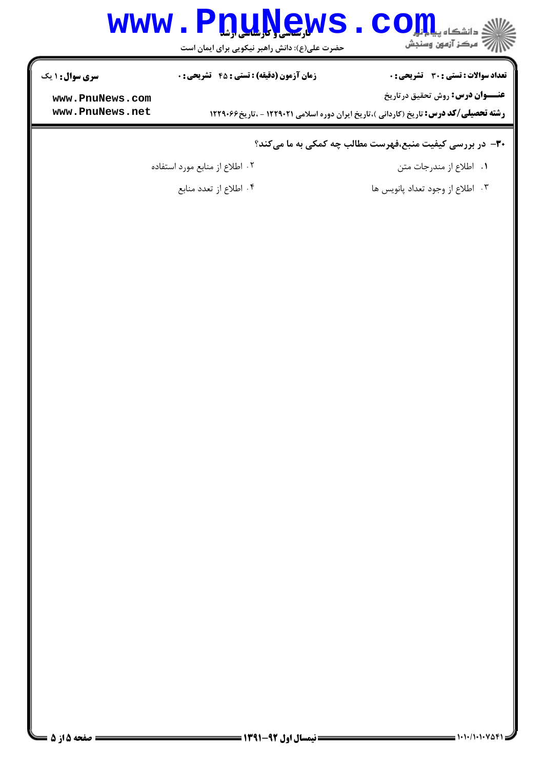**۳۰- در بررسی کیفیت منبع،فهرست مطالب چه کمکی به ما می‌کند؟**

۱. اطلاع از مندرجات متن

۲. اطلاع از منابع مورد استفاده

۳. اطلاع از وجود تعداد پانویس ها

۴. اطلاع از تعدد منابع